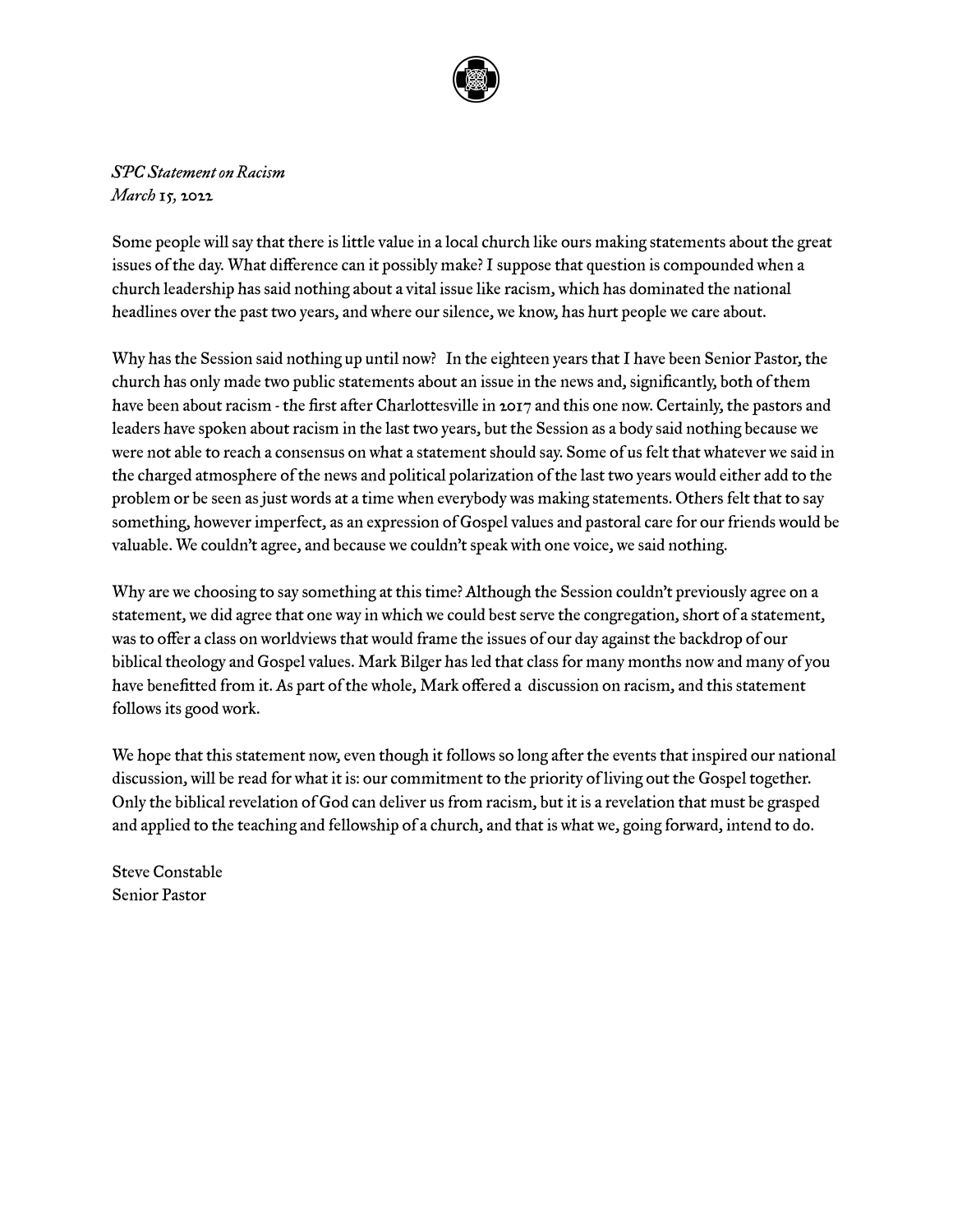*SPC Statement on Racism*
*March 15, 2022*

Some people will say that there is little value in a local church like ours making statements about the great issues of the day. What difference can it possibly make? I suppose that question is compounded when a church leadership has said nothing about a vital issue like racism, which has dominated the national headlines over the past two years, and where our silence, we know, has hurt people we care about.

Why has the Session said nothing up until now? In the eighteen years that I have been Senior Pastor, the church has only made two public statements about an issue in the news and, significantly, both of them have been about racism - the first after Charlottesville in 2017 and this one now. Certainly, the pastors and leaders have spoken about racism in the last two years, but the Session as a body said nothing because we were not able to reach a consensus on what a statement should say. Some of us felt that whatever we said in the charged atmosphere of the news and political polarization of the last two years would either add to the problem or be seen as just words at a time when everybody was making statements. Others felt that to say something, however imperfect, as an expression of Gospel values and pastoral care for our friends would be valuable. We couldn't agree, and because we couldn't speak with one voice, we said nothing.

Why are we choosing to say something at this time? Although the Session couldn't previously agree on a statement, we did agree that one way in which we could best serve the congregation, short of a statement, was to offer a class on worldviews that would frame the issues of our day against the backdrop of our biblical theology and Gospel values. Mark Bilger has led that class for many months now and many of you have benefitted from it. As part of the whole, Mark offered a discussion on racism, and this statement follows its good work.

We hope that this statement now, even though it follows so long after the events that inspired our national discussion, will be read for what it is: our commitment to the priority of living out the Gospel together. Only the biblical revelation of God can deliver us from racism, but it is a revelation that must be grasped and applied to the teaching and fellowship of a church, and that is what we, going forward, intend to do.

Steve Constable
Senior Pastor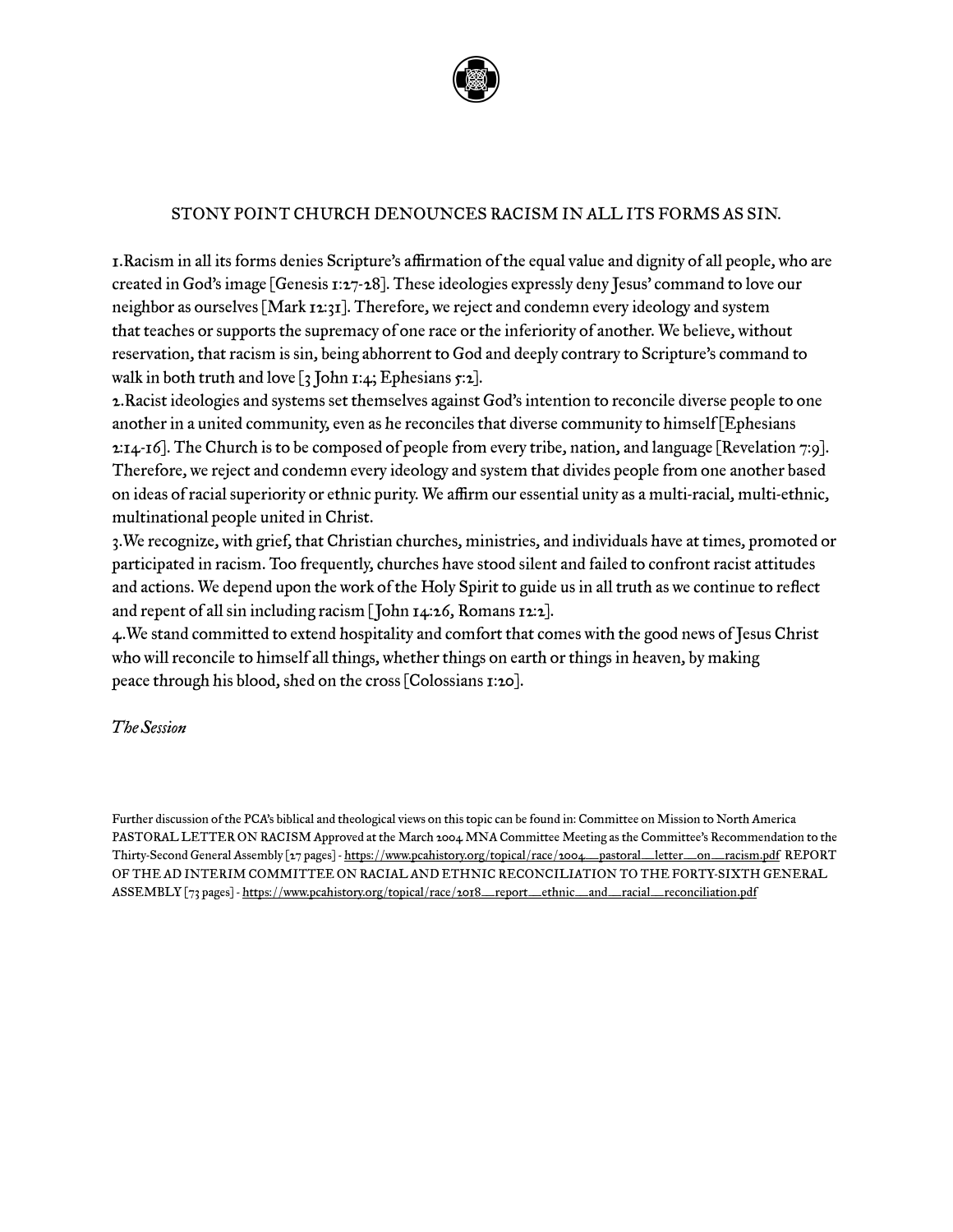## STONY POINT CHURCH DENOUNCES RACISM IN ALL ITS FORMS AS SIN.

1. Racism in all its forms denies Scripture's affirmation of the equal value and dignity of all people, who are created in God's image [Genesis 1:27-28]. These ideologies expressly deny Jesus' command to love our neighbor as ourselves [Mark 12:31]. Therefore, we reject and condemn every ideology and system that teaches or supports the supremacy of one race or the inferiority of another. We believe, without reservation, that racism is sin, being abhorrent to God and deeply contrary to Scripture's command to walk in both truth and love [3 John 1:4; Ephesians 5:2].
2. Racist ideologies and systems set themselves against God's intention to reconcile diverse people to one another in a united community, even as he reconciles that diverse community to himself [Ephesians 2:14-16]. The Church is to be composed of people from every tribe, nation, and language [Revelation 7:9]. Therefore, we reject and condemn every ideology and system that divides people from one another based on ideas of racial superiority or ethnic purity. We affirm our essential unity as a multi-racial, multi-ethnic, multinational people united in Christ.
3. We recognize, with grief, that Christian churches, ministries, and individuals have at times, promoted or participated in racism. Too frequently, churches have stood silent and failed to confront racist attitudes and actions. We depend upon the work of the Holy Spirit to guide us in all truth as we continue to reflect and repent of all sin including racism [John 14:26, Romans 12:2].
4. We stand committed to extend hospitality and comfort that comes with the good news of Jesus Christ who will reconcile to himself all things, whether things on earth or things in heaven, by making peace through his blood, shed on the cross [Colossians 1:20].

*The Session*

Further discussion of the PCA's biblical and theological views on this topic can be found in: Committee on Mission to North America PASTORAL LETTER ON RACISM Approved at the March 2004 MNA Committee Meeting as the Committee's Recommendation to the Thirty-Second General Assembly [27 pages] - https://www.pcahistory.org/topical/race/2004_pastoral_letter_on_racism.pdf REPORT OF THE AD INTERIM COMMITTEE ON RACIAL AND ETHNIC RECONCILIATION TO THE FORTY-SIXTH GENERAL ASSEMBLY [73 pages] - https://www.pcahistory.org/topical/race/2018_report_ethnic_and_racial_reconciliation.pdf